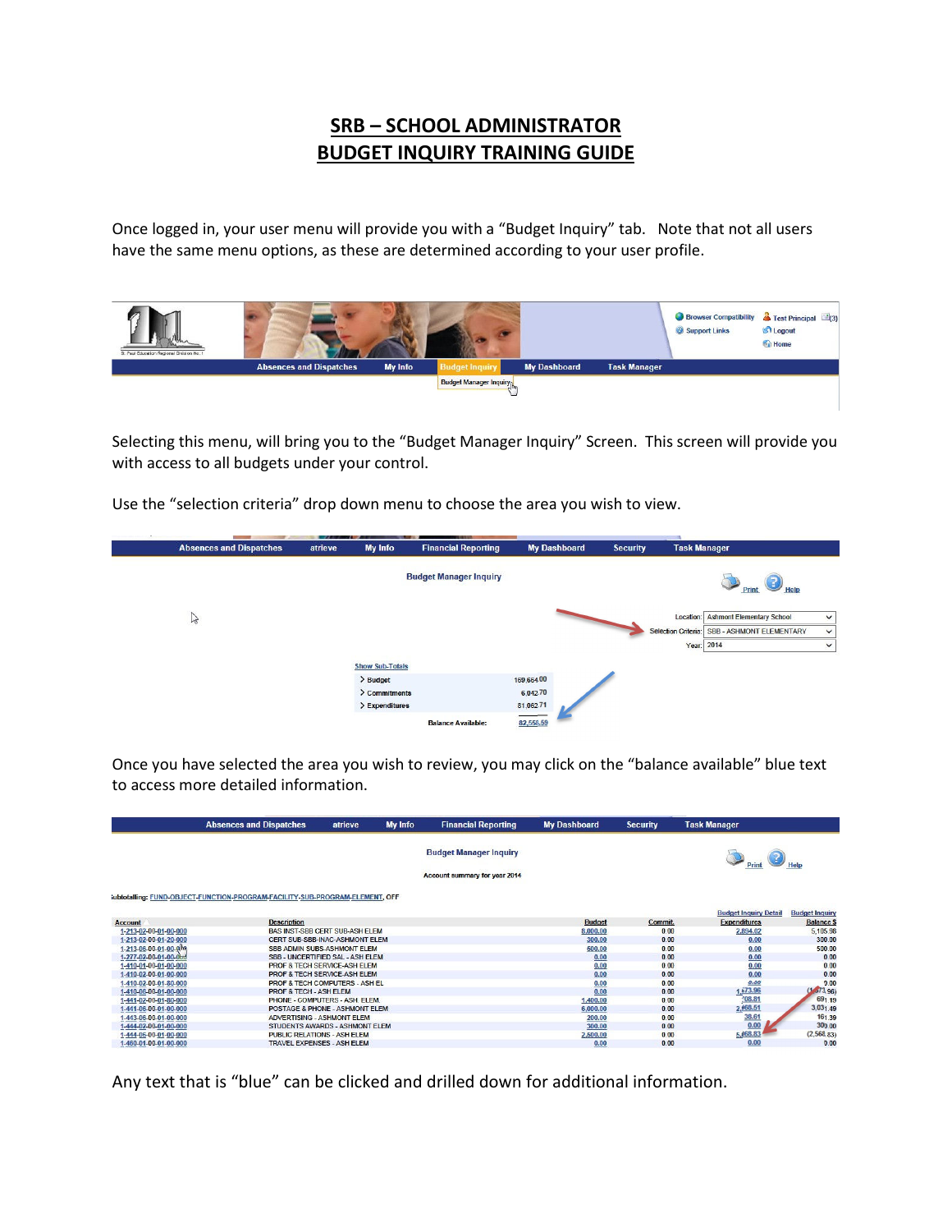# SRB – SCHOOL ADMINISTRATOR
# BUDGET INQUIRY TRAINING GUIDE

Once logged in, your user menu will provide you with a "Budget Inquiry" tab. Note that not all users have the same menu options, as these are determined according to your user profile.

Selecting this menu, will bring you to the "Budget Manager Inquiry" Screen. This screen will provide you with access to all budgets under your control.

Use the "selection criteria" drop down menu to choose the area you wish to view.

Once you have selected the area you wish to review, you may click on the "balance available" blue text to access more detailed information.

Any text that is "blue" can be clicked and drilled down for additional information.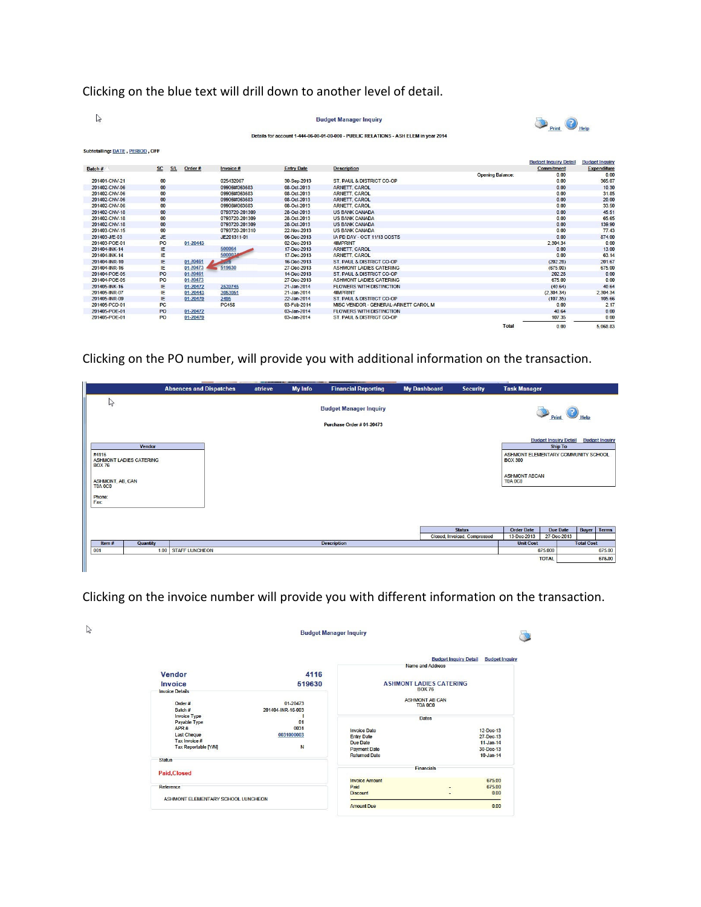Clicking on the blue text will drill down to another level of detail.

**Budget Manager Inquiry**

Details for account 1-444-06-00-01-00-000 - PUBLIC RELATIONS - ASH ELEM in year 2014

Subtotalling: DATE , PERIOD , OFF

Budget Inquiry Detail | Budget Inquiry

| Batch # | SC | S/L | Order # | Invoice # | Entry Date | Description | | Commitment | Expenditure |
|---|---|---|---|---|---|---|---|---|---|
| | | | | | | | Opening Balance: | 0.00 | 0.00 |
| 201401-CNV-21 | 00 | | | 025432067 | 30-Sep-2013 | ST. PAUL & DISTRICT CO-OP | | 0.00 | 365.07 |
| 201402-CNV-06 | 00 | | | 09906M063683 | 08-Oct-2013 | ARNETT, CAROL | | 0.00 | 10.30 |
| 201402-CNV-06 | 00 | | | 09906M063683 | 08-Oct-2013 | ARNETT, CAROL | | 0.00 | 31.85 |
| 201402-CNV-06 | 00 | | | 09906M063683 | 08-Oct-2013 | ARNETT, CAROL | | 0.00 | 20.00 |
| 201402-CNV-06 | 00 | | | 09906M063683 | 08-Oct-2013 | ARNETT, CAROL | | 0.00 | 33.50 |
| 201402-CNV-18 | 00 | | | 0793720-201309 | 28-Oct-2013 | US BANK CANADA | | 0.00 | 45.51 |
| 201402-CNV-18 | 00 | | | 0793720-201309 | 28-Oct-2013 | US BANK CANADA | | 0.00 | 65.65 |
| 201402-CNV-18 | 00 | | | 0793720-201309 | 28-Oct-2013 | US BANK CANADA | | 0.00 | 139.90 |
| 201403-CNV-15 | 00 | | | 0793720-201310 | 22-Nov-2013 | US BANK CANADA | | 0.00 | 77.43 |
| 201403-JE-03 | JE | | | JE201311-01 | 06-Dec-2013 | IA PD DAY - OCT 11/13 COSTS | | 0.00 | 874.00 |
| 201403-POE-01 | PO | | 01-20443 | | 02-Dec-2013 | 4IMPRINT | | 2,304.34 | 0.00 |
| 201404-INK-14 | IE | | | 500064 | 17-Dec-2013 | ARNETT, CAROL | | 0.00 | 13.00 |
| 201404-INK-14 | IE | | | 500007 | 17-Dec-2013 | ARNETT, CAROL | | 0.00 | 63.14 |
| 201404-INR-10 | IE | | 01-20461 | 2476 | 16-Dec-2013 | ST. PAUL & DISTRICT CO-OP | | (202.28) | 201.67 |
| 201404-INR-16 | IE | | 01-20473 | 519630 | 27-Dec-2013 | ASHMONT LADIES CATERING | | (675.00) | 675.00 |
| 201404-POE-05 | PO | | 01-20461 | | 14-Dec-2013 | ST. PAUL & DISTRICT CO-OP | | 202.28 | 0.00 |
| 201404-POE-05 | PO | | 01-20473 | | 27-Dec-2013 | ASHMONT LADIES CATERING | | 675.00 | 0.00 |
| 201405-INK-16 | IE | | 01-20472 | 2539746 | 21-Jan-2014 | FLOWERS WITH DISTINCTION | | (40.64) | 40.64 |
| 201405-INR-07 | IE | | 01-20443 | 3053061 | 21-Jan-2014 | 4IMPRINT | | (2,304.34) | 2,304.34 |
| 201405-INR-09 | IE | | 01-20470 | 2495 | 22-Jan-2014 | ST. PAUL & DISTRICT CO-OP | | (107.35) | 105.66 |
| 201405-PCO-01 | PC | | | PC458 | 03-Feb-2014 | MISC VENDOR - GENERAL-ARNETT CAROL M | | 0.00 | 2.17 |
| 201405-POE-01 | PO | | 01-20472 | | 03-Jan-2014 | FLOWERS WITH DISTINCTION | | 40.64 | 0.00 |
| 201405-POE-01 | PO | | 01-20470 | | 03-Jan-2014 | ST. PAUL & DISTRICT CO-OP | | 107.35 | 0.00 |
| | | | | | | | Total | 0.00 | 5,068.83 |

Clicking on the PO number, will provide you with additional information on the transaction.

Absences and Dispatches | atrieve | My Info | Financial Reporting | My Dashboard | Security | Task Manager

**Budget Manager Inquiry**

Purchase Order # 01-20473

Budget Inquiry Detail | Budget Inquiry

**Vendor**

#4116
ASHMONT LADIES CATERING
BOX 76

ASHMONT, AB, CAN
T0A 0C0

Phone:
Fax:

**Ship To**

ASHMONT ELEMENTARY COMMUNITY SCHOOL
BOX 300

ASHMONT ABCAN
T0A 0C0

| Status | Order Date | Due Date | Buyer | Terms |
|---|---|---|---|---|
| Closed, Invoiced, Compressed | 13-Dec-2013 | 27-Dec-2013 | | |

| Item # | Quantity | Description | Unit Cost | Total Cost |
|---|---|---|---|---|
| 001 | 1.00 | STAFF LUNCHEON | 675.000 | 675.00 |
| | | | TOTAL | 675.00 |

Clicking on the invoice number will provide you with different information on the transaction.

**Budget Manager Inquiry**

Budget Inquiry Detail | Budget Inquiry

**Vendor** 4116
**Invoice** 519630

Invoice Details

| | |
|---|---|
| Order # | 01-20473 |
| Batch # | 201404-INR-16-003 |
| Invoice Type | I |
| Payable Type | 01 |
| APR # | 0031 |
| Last Cheque | 0031000003 |
| Tax Invoice # | |
| Tax Reportable [Y/N] | N |

Status

**Paid,Closed**

Reference

ASHMONT ELEMENTARY SCHOOL LUNCHEON

Name and Address

**ASHMONT LADIES CATERING**
BOX 76

ASHMONT AB CAN
T0A 0C0

Dates

| | |
|---|---|
| Invoice Date | 12-Dec-13 |
| Entry Date | 27-Dec-13 |
| Due Date | 11-Jan-14 |
| Payment Date | 30-Dec-13 |
| Returned Date | 10-Jan-14 |

Financials

| | | |
|---|---|---|
| Invoice Amount | | 675.00 |
| Paid | - | 675.00 |
| Discount | - | 0.00 |
| Amount Due | | 0.00 |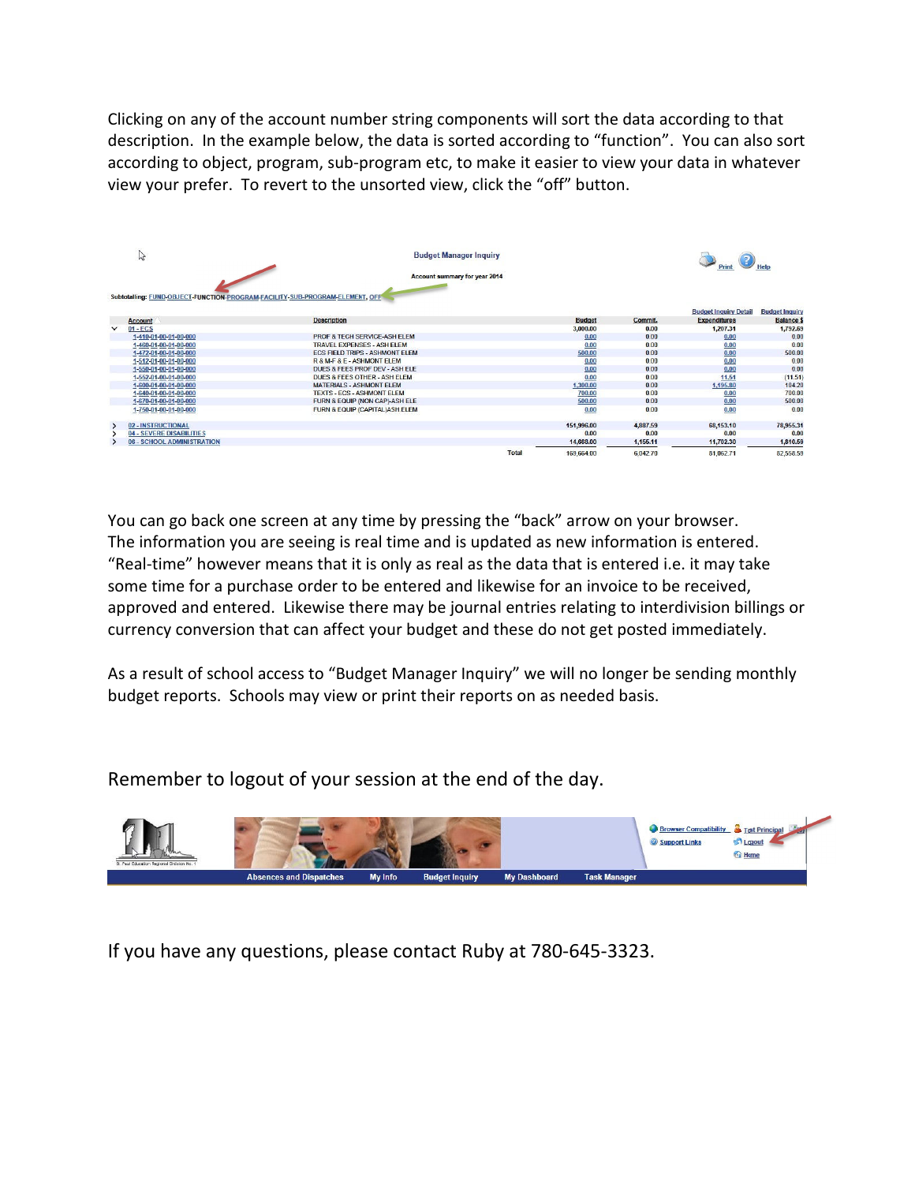Clicking on any of the account number string components will sort the data according to that description. In the example below, the data is sorted according to "function". You can also sort according to object, program, sub-program etc, to make it easier to view your data in whatever view your prefer. To revert to the unsorted view, click the "off" button.

**Budget Manager Inquiry**

Account summary for year 2014

Subtotalling: FUND-OBJECT-FUNCTION-PROGRAM-FACILITY-SUB-PROGRAM-ELEMENT, OFF

| | Account | Description | Budget | Commit. | Budget Inquiry Detail Expenditures | Budget Inquiry Balance $ |
|---|---|---|---|---|---|---|
| ∨ | 01 - ECS | | 3,000.00 | 0.00 | 1,207.31 | 1,792.69 |
| | 1-410-01-00-01-00-000 | PROF & TECH SERVICE-ASH ELEM | 0.00 | 0.00 | 0.00 | 0.00 |
| | 1-460-01-00-01-00-000 | TRAVEL EXPENSES - ASH ELEM | 0.00 | 0.00 | 0.00 | 0.00 |
| | 1-472-01-00-01-00-000 | ECS FIELD TRIPS - ASHMONT ELEM | 500.00 | 0.00 | 0.00 | 500.00 |
| | 1-512-01-00-01-00-000 | R & M-F & E - ASHMONT ELEM | 0.00 | 0.00 | 0.00 | 0.00 |
| | 1-550-01-00-01-00-000 | DUES & FEES PROF DEV - ASH ELE | 0.00 | 0.00 | 0.00 | 0.00 |
| | 1-552-01-00-01-00-000 | DUES & FEES OTHER - ASH ELEM | 0.00 | 0.00 | 11.51 | (11.51) |
| | 1-600-01-00-01-00-000 | MATERIALS - ASHMONT ELEM | 1,300.00 | 0.00 | 1,195.80 | 104.20 |
| | 1-640-01-00-01-00-000 | TEXTS - ECS - ASHMONT ELEM | 700.00 | 0.00 | 0.00 | 700.00 |
| | 1-670-01-00-01-00-000 | FURN & EQUIP (NON CAP)-ASH ELE | 500.00 | 0.00 | 0.00 | 500.00 |
| | 1-750-01-00-01-00-000 | FURN & EQUIP (CAPITAL)ASH ELEM | 0.00 | 0.00 | 0.00 | 0.00 |
| > | 02 - INSTRUCTIONAL | | 151,996.00 | 4,887.59 | 68,153.10 | 78,955.31 |
| > | 04 - SEVERE DISABILITIES | | 0.00 | 0.00 | 0.00 | 0.00 |
| > | 06 - SCHOOL ADMINISTRATION | | 14,668.00 | 1,155.11 | 11,702.30 | 1,810.59 |
| | | Total | 169,664.00 | 6,042.70 | 81,062.71 | 82,558.59 |

You can go back one screen at any time by pressing the "back" arrow on your browser. The information you are seeing is real time and is updated as new information is entered. "Real-time" however means that it is only as real as the data that is entered i.e. it may take some time for a purchase order to be entered and likewise for an invoice to be received, approved and entered. Likewise there may be journal entries relating to interdivision billings or currency conversion that can affect your budget and these do not get posted immediately.

As a result of school access to "Budget Manager Inquiry" we will no longer be sending monthly budget reports. Schools may view or print their reports on as needed basis.

Remember to logout of your session at the end of the day.

Browser Compatibility | Test Principal | Support Links | Logout | Home

Absences and Dispatches | My Info | Budget Inquiry | My Dashboard | Task Manager

If you have any questions, please contact Ruby at 780-645-3323.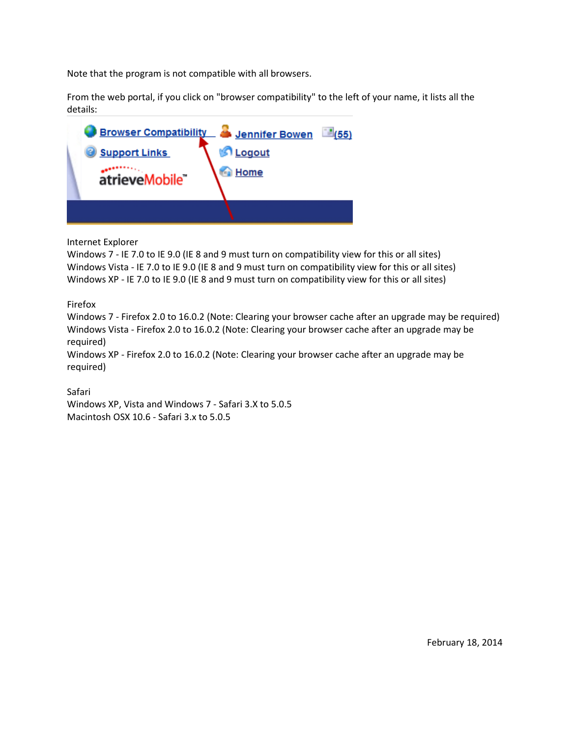Note that the program is not compatible with all browsers.

From the web portal, if you click on "browser compatibility" to the left of your name, it lists all the details:

Internet Explorer
Windows 7 - IE 7.0 to IE 9.0 (IE 8 and 9 must turn on compatibility view for this or all sites)
Windows Vista - IE 7.0 to IE 9.0 (IE 8 and 9 must turn on compatibility view for this or all sites)
Windows XP - IE 7.0 to IE 9.0 (IE 8 and 9 must turn on compatibility view for this or all sites)

Firefox
Windows 7 - Firefox 2.0 to 16.0.2 (Note: Clearing your browser cache after an upgrade may be required)
Windows Vista - Firefox 2.0 to 16.0.2 (Note: Clearing your browser cache after an upgrade may be required)
Windows XP - Firefox 2.0 to 16.0.2 (Note: Clearing your browser cache after an upgrade may be required)

Safari
Windows XP, Vista and Windows 7 - Safari 3.X to 5.0.5
Macintosh OSX 10.6 - Safari 3.x to 5.0.5

February 18, 2014